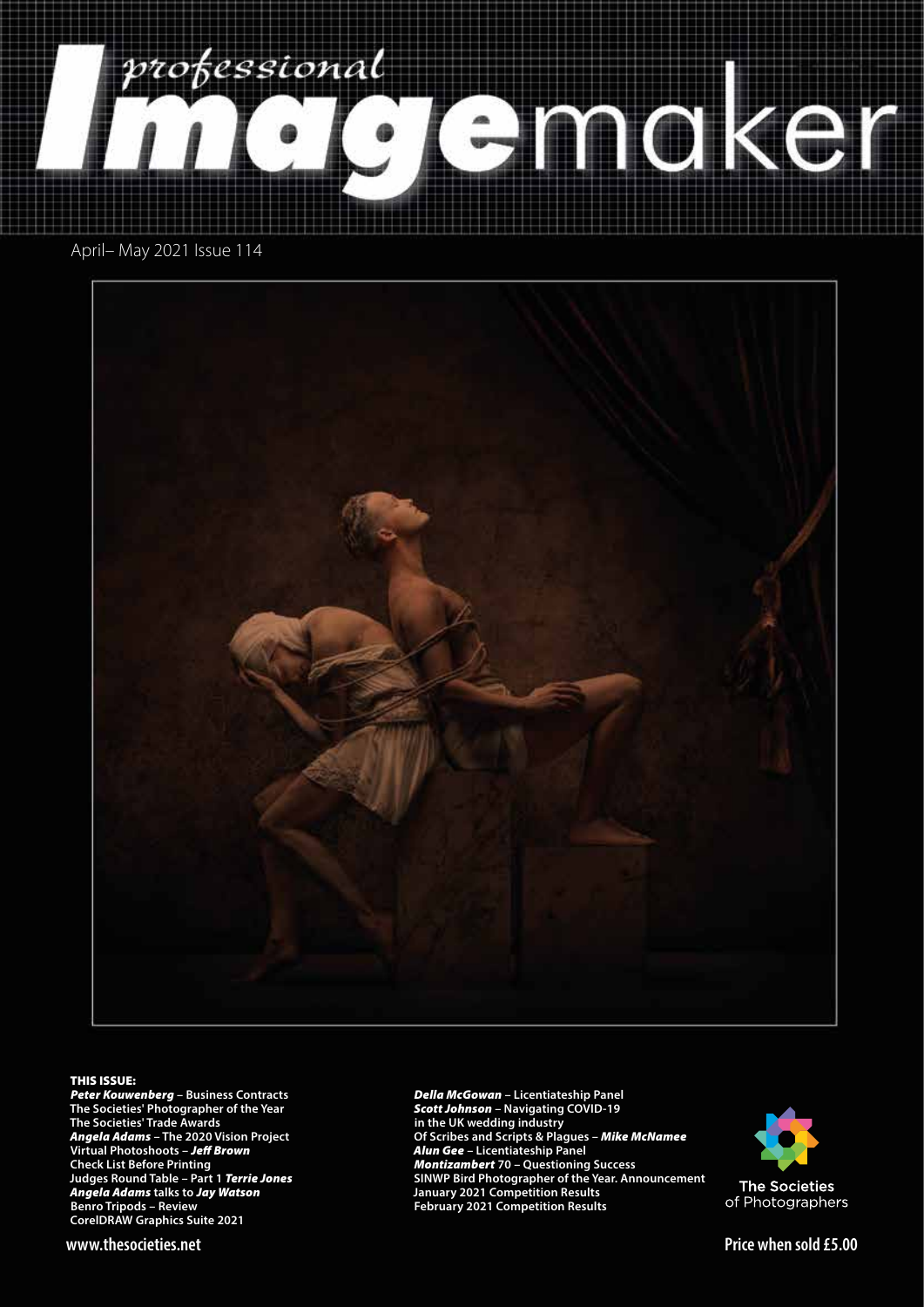# professional Imagemaker

April– May 2021 Issue 114

**THIS ISSUE:**

***Peter Kouwenberg*** **– Business Contracts**
**The Societies' Photographer of the Year**
**The Societies' Trade Awards**
***Angela Adams*** **– The 2020 Vision Project**
**Virtual Photoshoots –** ***Jeff Brown***
**Check List Before Printing**
**Judges Round Table – Part 1** ***Terrie Jones***
***Angela Adams*** **talks to** ***Jay Watson***
**Benro Tripods – Review**
**CorelDRAW Graphics Suite 2021**
***Della McGowan*** **– Licentiateship Panel**
***Scott Johnson*** **– Navigating COVID-19 in the UK wedding industry**
**Of Scribes and Scripts & Plagues –** ***Mike McNamee***
***Alun Gee*** **– Licentiateship Panel**
***Montizambert*** **70 – Questioning Success**
**SINWP Bird Photographer of the Year. Announcement**
**January 2021 Competition Results**
**February 2021 Competition Results**

The Societies of Photographers

www.thesocieties.net

Price when sold £5.00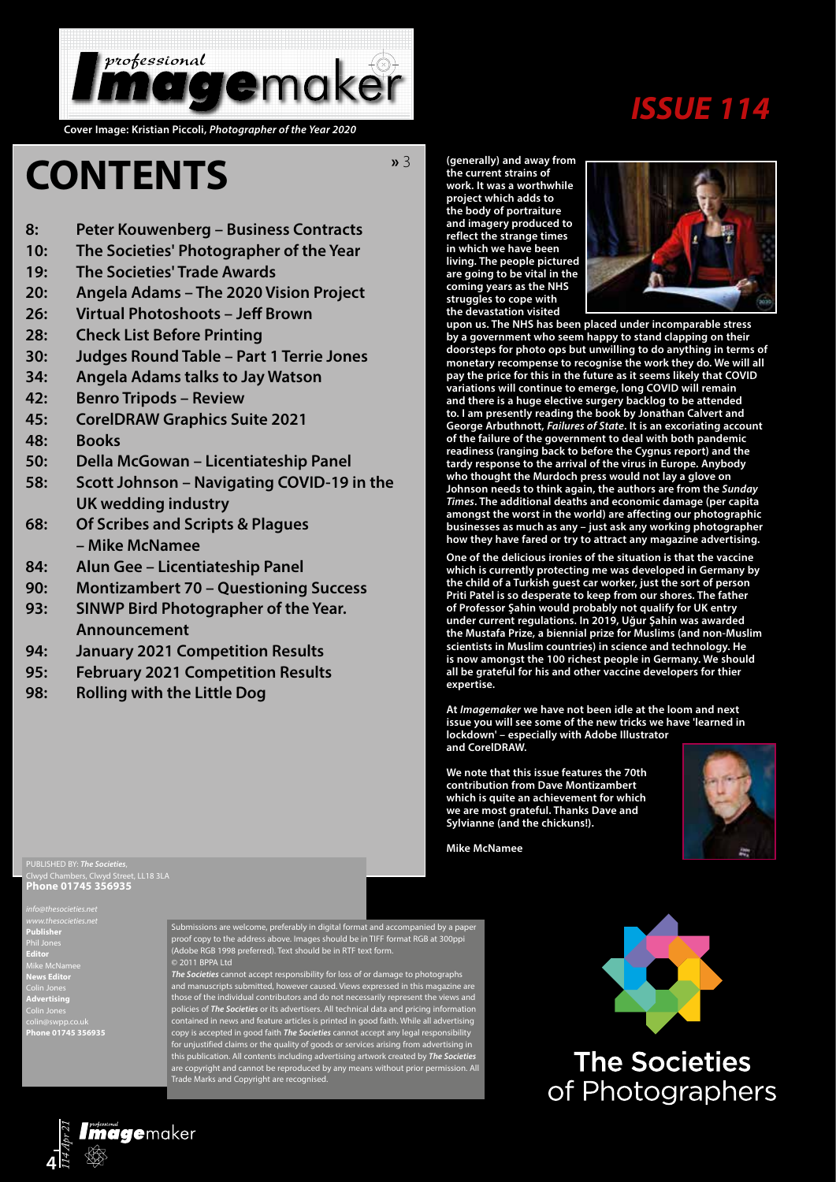Cover Image: Kristian Piccoli, *Photographer of the Year 2020*

# ISSUE 114

# CONTENTS

» 3

- **8:** Peter Kouwenberg – Business Contracts
- **10:** The Societies' Photographer of the Year
- **19:** The Societies' Trade Awards
- **20:** Angela Adams – The 2020 Vision Project
- **26:** Virtual Photoshoots – Jeff Brown
- **28:** Check List Before Printing
- **30:** Judges Round Table – Part 1 Terrie Jones
- **34:** Angela Adams talks to Jay Watson
- **42:** Benro Tripods – Review
- **45:** CorelDRAW Graphics Suite 2021
- **48:** Books
- **50:** Della McGowan – Licentiateship Panel
- **58:** Scott Johnson – Navigating COVID-19 in the UK wedding industry
- **68:** Of Scribes and Scripts & Plagues – Mike McNamee
- **84:** Alun Gee – Licentiateship Panel
- **90:** Montizambert 70 – Questioning Success
- **93:** SINWP Bird Photographer of the Year. Announcement
- **94:** January 2021 Competition Results
- **95:** February 2021 Competition Results
- **98:** Rolling with the Little Dog

**(generally) and away from the current strains of work. It was a worthwhile project which adds to the body of portraiture and imagery produced to reflect the strange times in which we have been living. The people pictured are going to be vital in the coming years as the NHS struggles to cope with the devastation visited upon us. The NHS has been placed under incomparable stress by a government who seem happy to stand clapping on their doorsteps for photo ops but unwilling to do anything in terms of monetary recompense to recognise the work they do. We will all pay the price for this in the future as it seems likely that COVID variations will continue to emerge, long COVID will remain and there is a huge elective surgery backlog to be attended to. I am presently reading the book by Jonathan Calvert and George Arbuthnott, *Failures of State*. It is an excoriating account of the failure of the government to deal with both pandemic readiness (ranging back to before the Cygnus report) and the tardy response to the arrival of the virus in Europe. Anybody who thought the Murdoch press would not lay a glove on Johnson needs to think again, the authors are from the *Sunday Times*. The additional deaths and economic damage (per capita amongst the worst in the world) are affecting our photographic businesses as much as any – just ask any working photographer how they have fared or try to attract any magazine advertising.**

**One of the delicious ironies of the situation is that the vaccine which is currently protecting me was developed in Germany by the child of a Turkish guest car worker, just the sort of person Priti Patel is so desperate to keep from our shores. The father of Professor Şahin would probably not qualify for UK entry under current regulations. In 2019, Uğur Şahin was awarded the Mustafa Prize, a biennial prize for Muslims (and non-Muslim scientists in Muslim countries) in science and technology. He is now amongst the 100 richest people in Germany. We should all be grateful for his and other vaccine developers for thier expertise.**

**At *Imagemaker* we have not been idle at the loom and next issue you will see some of the new tricks we have 'learned in lockdown' – especially with Adobe Illustrator and CorelDRAW.**

**We note that this issue features the 70th contribution from Dave Montizambert which is quite an achievement for which we are most grateful. Thanks Dave and Sylvianne (and the chickuns!).**

**Mike McNamee**

PUBLISHED BY: ***The Societies***, Clwyd Chambers, Clwyd Street, LL18 3LA
**Phone 01745 356935**

*info@thesocieties.net*
*www.thesocieties.net*

**Publisher**
Phil Jones
**Editor**
Mike McNamee
**News Editor**
Colin Jones
**Advertising**
Colin Jones
colin@swpp.co.uk
**Phone 01745 356935**

Submissions are welcome, preferably in digital format and accompanied by a paper proof copy to the address above. Images should be in TIFF format RGB at 300ppi (Adobe RGB 1998 preferred). Text should be in RTF text form.
© 2011 BPPA Ltd

***The Societies*** cannot accept responsibility for loss of or damage to photographs and manuscripts submitted, however caused. Views expressed in this magazine are those of the individual contributors and do not necessarily represent the views and policies of ***The Societies*** or its advertisers. All technical data and pricing information contained in news and feature articles is printed in good faith. While all advertising copy is accepted in good faith ***The Societies*** cannot accept any legal responsibility for unjustified claims or the quality of goods or services arising from advertising in this publication. All contents including advertising artwork created by ***The Societies*** are copyright and cannot be reproduced by any means without prior permission. All Trade Marks and Copyright are recognised.

The Societies of Photographers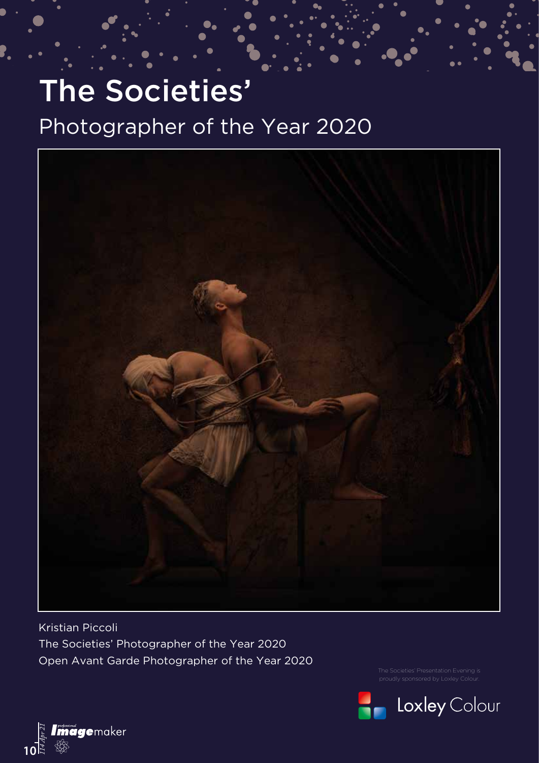# The Societies'

## Photographer of the Year 2020

Kristian Piccoli
The Societies' Photographer of the Year 2020
Open Avant Garde Photographer of the Year 2020

The Societies' Presentation Evening is proudly sponsored by Loxley Colour.

Loxley Colour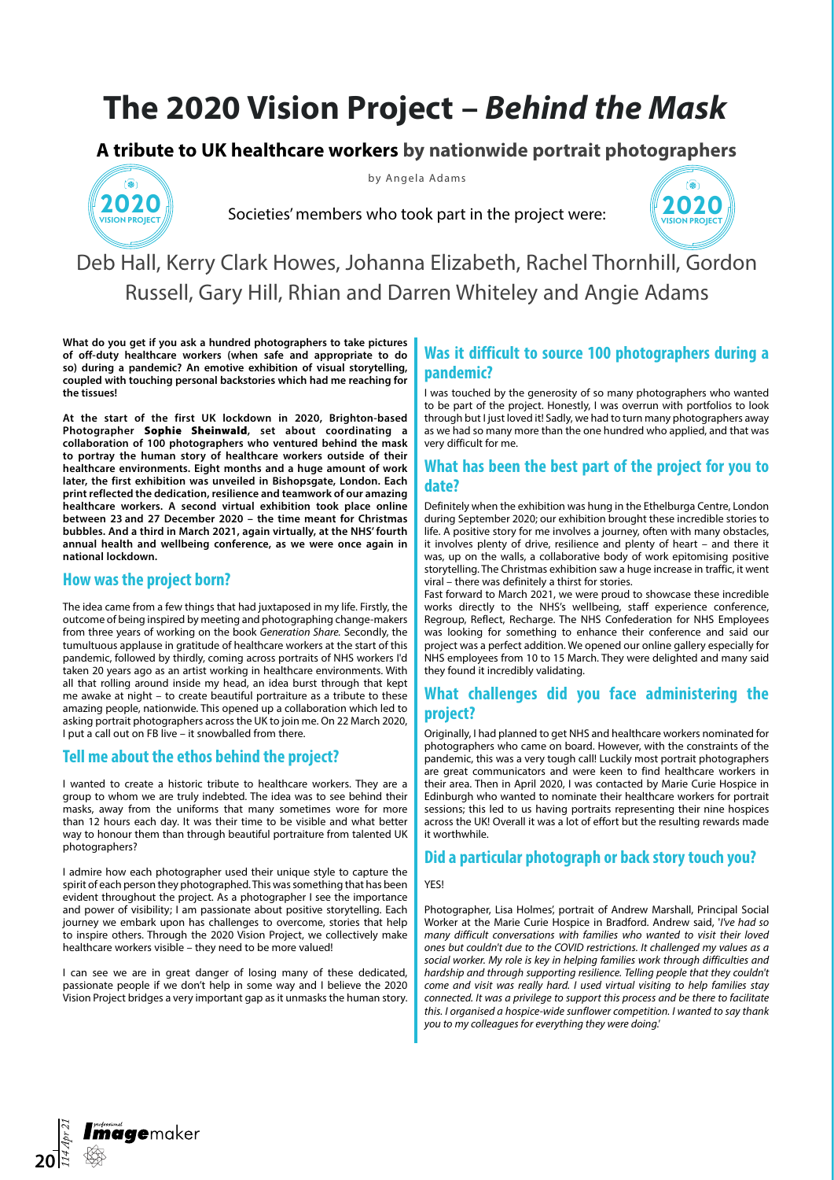# The 2020 Vision Project – *Behind the Mask*

## A tribute to UK healthcare workers by nationwide portrait photographers

by Angela Adams

Societies' members who took part in the project were:

Deb Hall, Kerry Clark Howes, Johanna Elizabeth, Rachel Thornhill, Gordon Russell, Gary Hill, Rhian and Darren Whiteley and Angie Adams

**What do you get if you ask a hundred photographers to take pictures of off-duty healthcare workers (when safe and appropriate to do so) during a pandemic? An emotive exhibition of visual storytelling, coupled with touching personal backstories which had me reaching for the tissues!**

**At the start of the first UK lockdown in 2020, Brighton-based Photographer Sophie Sheinwald, set about coordinating a collaboration of 100 photographers who ventured behind the mask to portray the human story of healthcare workers outside of their healthcare environments. Eight months and a huge amount of work later, the first exhibition was unveiled in Bishopsgate, London. Each print reflected the dedication, resilience and teamwork of our amazing healthcare workers. A second virtual exhibition took place online between 23 and 27 December 2020 – the time meant for Christmas bubbles. And a third in March 2021, again virtually, at the NHS' fourth annual health and wellbeing conference, as we were once again in national lockdown.**

### How was the project born?

The idea came from a few things that had juxtaposed in my life. Firstly, the outcome of being inspired by meeting and photographing change-makers from three years of working on the book *Generation Share.* Secondly, the tumultuous applause in gratitude of healthcare workers at the start of this pandemic, followed by thirdly, coming across portraits of NHS workers I'd taken 20 years ago as an artist working in healthcare environments. With all that rolling around inside my head, an idea burst through that kept me awake at night – to create beautiful portraiture as a tribute to these amazing people, nationwide. This opened up a collaboration which led to asking portrait photographers across the UK to join me. On 22 March 2020, I put a call out on FB live – it snowballed from there.

### Tell me about the ethos behind the project?

I wanted to create a historic tribute to healthcare workers. They are a group to whom we are truly indebted. The idea was to see behind their masks, away from the uniforms that many sometimes wore for more than 12 hours each day. It was their time to be visible and what better way to honour them than through beautiful portraiture from talented UK photographers?

I admire how each photographer used their unique style to capture the spirit of each person they photographed. This was something that has been evident throughout the project. As a photographer I see the importance and power of visibility; I am passionate about positive storytelling. Each journey we embark upon has challenges to overcome, stories that help to inspire others. Through the 2020 Vision Project, we collectively make healthcare workers visible – they need to be more valued!

I can see we are in great danger of losing many of these dedicated, passionate people if we don't help in some way and I believe the 2020 Vision Project bridges a very important gap as it unmasks the human story.

### Was it difficult to source 100 photographers during a pandemic?

I was touched by the generosity of so many photographers who wanted to be part of the project. Honestly, I was overrun with portfolios to look through but I just loved it! Sadly, we had to turn many photographers away as we had so many more than the one hundred who applied, and that was very difficult for me.

### What has been the best part of the project for you to date?

Definitely when the exhibition was hung in the Ethelburga Centre, London during September 2020; our exhibition brought these incredible stories to life. A positive story for me involves a journey, often with many obstacles, it involves plenty of drive, resilience and plenty of heart – and there it was, up on the walls, a collaborative body of work epitomising positive storytelling. The Christmas exhibition saw a huge increase in traffic, it went viral – there was definitely a thirst for stories.

Fast forward to March 2021, we were proud to showcase these incredible works directly to the NHS's wellbeing, staff experience conference, Regroup, Reflect, Recharge. The NHS Confederation for NHS Employees was looking for something to enhance their conference and said our project was a perfect addition. We opened our online gallery especially for NHS employees from 10 to 15 March. They were delighted and many said they found it incredibly validating.

### What challenges did you face administering the project?

Originally, I had planned to get NHS and healthcare workers nominated for photographers who came on board. However, with the constraints of the pandemic, this was a very tough call! Luckily most portrait photographers are great communicators and were keen to find healthcare workers in their area. Then in April 2020, I was contacted by Marie Curie Hospice in Edinburgh who wanted to nominate their healthcare workers for portrait sessions; this led to us having portraits representing their nine hospices across the UK! Overall it was a lot of effort but the resulting rewards made it worthwhile.

### Did a particular photograph or back story touch you?

YES!

Photographer, Lisa Holmes', portrait of Andrew Marshall, Principal Social Worker at the Marie Curie Hospice in Bradford. Andrew said, '*I've had so many difficult conversations with families who wanted to visit their loved ones but couldn't due to the COVID restrictions. It challenged my values as a social worker. My role is key in helping families work through difficulties and hardship and through supporting resilience. Telling people that they couldn't come and visit was really hard. I used virtual visiting to help families stay connected. It was a privilege to support this process and be there to facilitate this. I organised a hospice-wide sunflower competition. I wanted to say thank you to my colleagues for everything they were doing.*'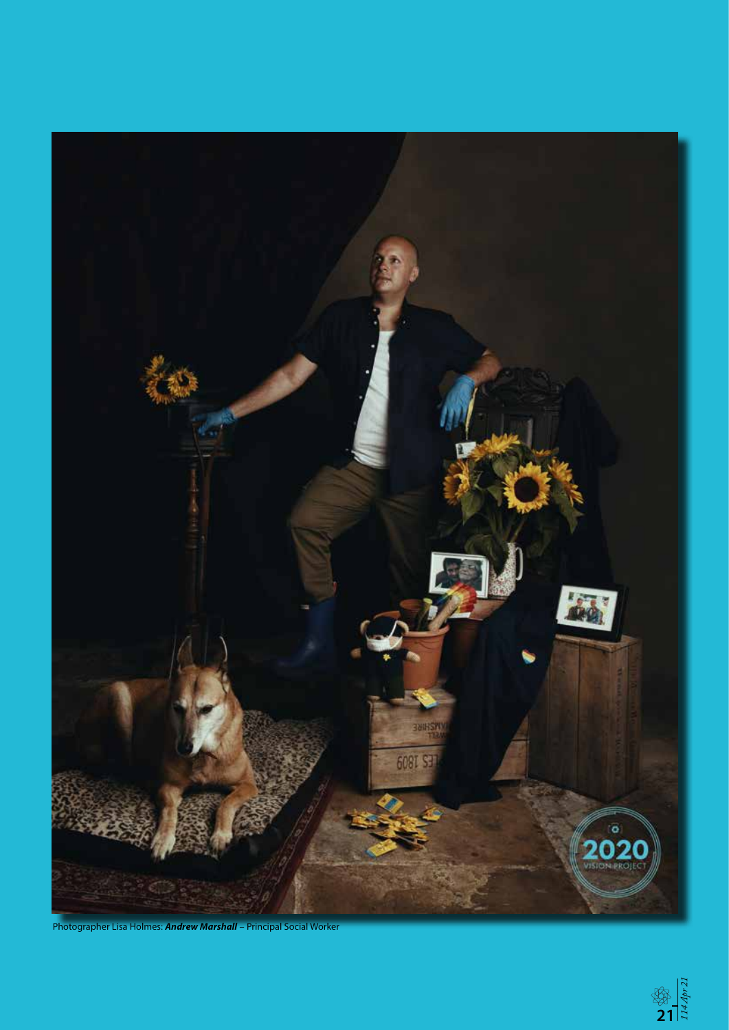Photographer Lisa Holmes: ***Andrew Marshall*** – Principal Social Worker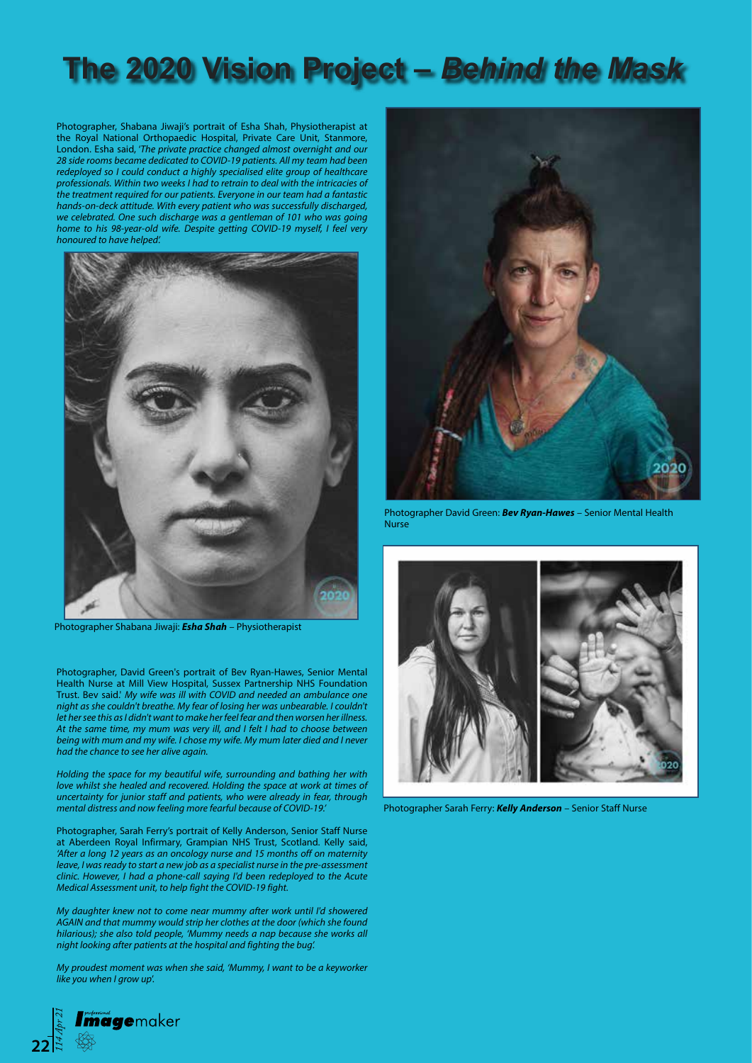# The 2020 Vision Project – *Behind the Mask*

Photographer, Shabana Jiwaji's portrait of Esha Shah, Physiotherapist at the Royal National Orthopaedic Hospital, Private Care Unit, Stanmore, London. Esha said, '*The private practice changed almost overnight and our 28 side rooms became dedicated to COVID-19 patients. All my team had been redeployed so I could conduct a highly specialised elite group of healthcare professionals. Within two weeks I had to retrain to deal with the intricacies of the treatment required for our patients. Everyone in our team had a fantastic hands-on-deck attitude. With every patient who was successfully discharged, we celebrated. One such discharge was a gentleman of 101 who was going home to his 98-year-old wife. Despite getting COVID-19 myself, I feel very honoured to have helped'.*

Photographer Shabana Jiwaji: ***Esha Shah*** – Physiotherapist

Photographer, David Green's portrait of Bev Ryan-Hawes, Senior Mental Health Nurse at Mill View Hospital, Sussex Partnership NHS Foundation Trust. Bev said.' *My wife was ill with COVID and needed an ambulance one night as she couldn't breathe. My fear of losing her was unbearable. I couldn't let her see this as I didn't want to make her feel fear and then worsen her illness. At the same time, my mum was very ill, and I felt I had to choose between being with mum and my wife. I chose my wife. My mum later died and I never had the chance to see her alive again.*

*Holding the space for my beautiful wife, surrounding and bathing her with love whilst she healed and recovered. Holding the space at work at times of uncertainty for junior staff and patients, who were already in fear, through mental distress and now feeling more fearful because of COVID-19.'*

Photographer David Green: ***Bev Ryan-Hawes*** – Senior Mental Health Nurse

Photographer, Sarah Ferry's portrait of Kelly Anderson, Senior Staff Nurse at Aberdeen Royal Infirmary, Grampian NHS Trust, Scotland. Kelly said, *'After a long 12 years as an oncology nurse and 15 months off on maternity leave, I was ready to start a new job as a specialist nurse in the pre-assessment clinic. However, I had a phone-call saying I'd been redeployed to the Acute Medical Assessment unit, to help fight the COVID-19 fight.*

*My daughter knew not to come near mummy after work until I'd showered AGAIN and that mummy would strip her clothes at the door (which she found hilarious); she also told people, 'Mummy needs a nap because she works all night looking after patients at the hospital and fighting the bug'.*

*My proudest moment was when she said, 'Mummy, I want to be a keyworker like you when I grow up'.*

Photographer Sarah Ferry: ***Kelly Anderson*** – Senior Staff Nurse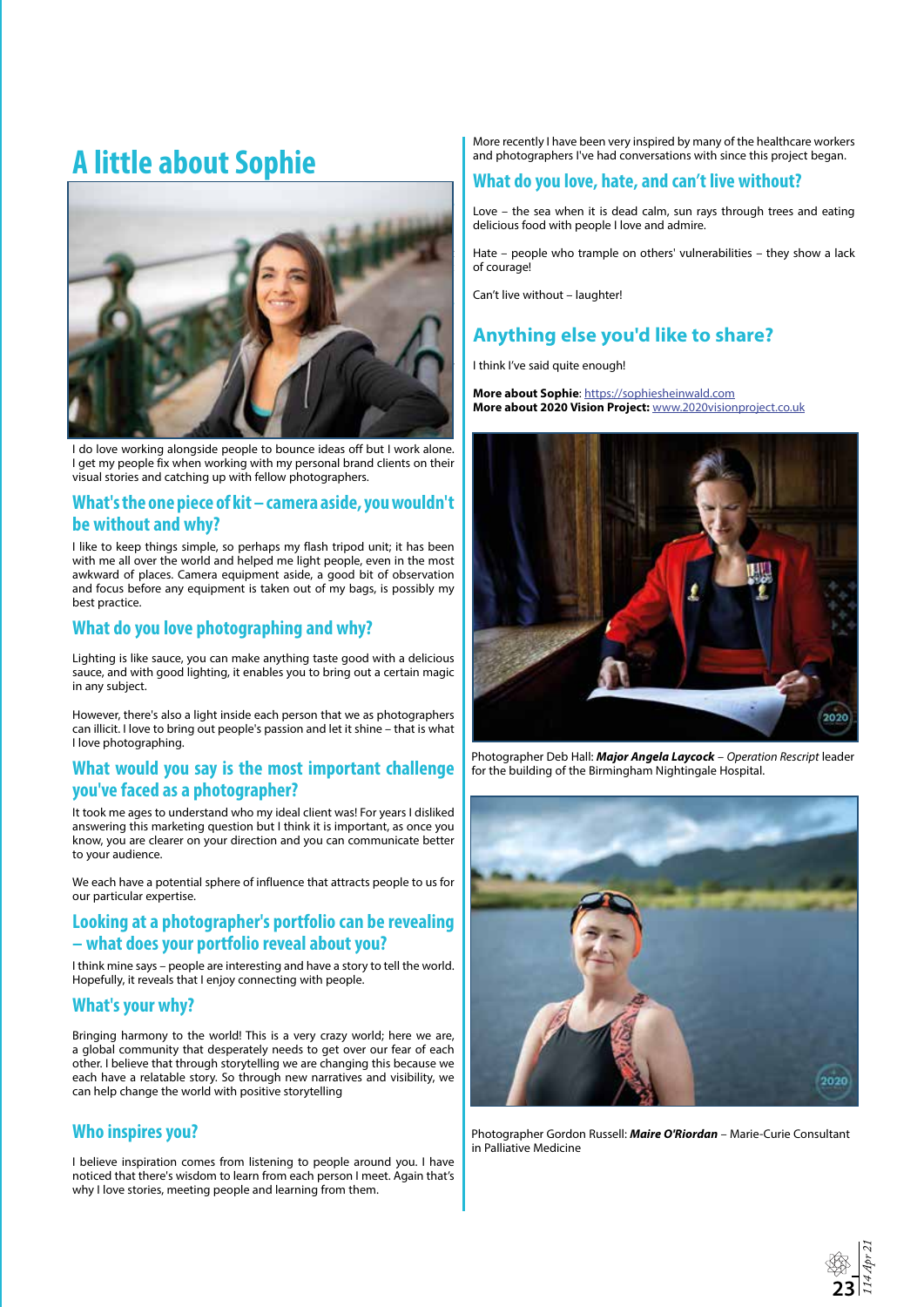# A little about Sophie

I do love working alongside people to bounce ideas off but I work alone. I get my people fix when working with my personal brand clients on their visual stories and catching up with fellow photographers.

## What's the one piece of kit – camera aside, you wouldn't be without and why?

I like to keep things simple, so perhaps my flash tripod unit; it has been with me all over the world and helped me light people, even in the most awkward of places. Camera equipment aside, a good bit of observation and focus before any equipment is taken out of my bags, is possibly my best practice.

## What do you love photographing and why?

Lighting is like sauce, you can make anything taste good with a delicious sauce, and with good lighting, it enables you to bring out a certain magic in any subject.

However, there's also a light inside each person that we as photographers can illicit. I love to bring out people's passion and let it shine – that is what I love photographing.

## What would you say is the most important challenge you've faced as a photographer?

It took me ages to understand who my ideal client was! For years I disliked answering this marketing question but I think it is important, as once you know, you are clearer on your direction and you can communicate better to your audience.

We each have a potential sphere of influence that attracts people to us for our particular expertise.

## Looking at a photographer's portfolio can be revealing – what does your portfolio reveal about you?

I think mine says – people are interesting and have a story to tell the world. Hopefully, it reveals that I enjoy connecting with people.

## What's your why?

Bringing harmony to the world! This is a very crazy world; here we are, a global community that desperately needs to get over our fear of each other. I believe that through storytelling we are changing this because we each have a relatable story. So through new narratives and visibility, we can help change the world with positive storytelling

## Who inspires you?

I believe inspiration comes from listening to people around you. I have noticed that there's wisdom to learn from each person I meet. Again that's why I love stories, meeting people and learning from them.

More recently I have been very inspired by many of the healthcare workers and photographers I've had conversations with since this project began.

## What do you love, hate, and can't live without?

Love – the sea when it is dead calm, sun rays through trees and eating delicious food with people I love and admire.

Hate – people who trample on others' vulnerabilities – they show a lack of courage!

Can't live without – laughter!

## Anything else you'd like to share?

I think I've said quite enough!

**More about Sophie**: https://sophiesheinwald.com
**More about 2020 Vision Project:** www.2020visionproject.co.uk

Photographer Deb Hall: ***Major Angela Laycock*** – *Operation Rescript* leader for the building of the Birmingham Nightingale Hospital.

Photographer Gordon Russell: ***Maire O'Riordan*** – Marie-Curie Consultant in Palliative Medicine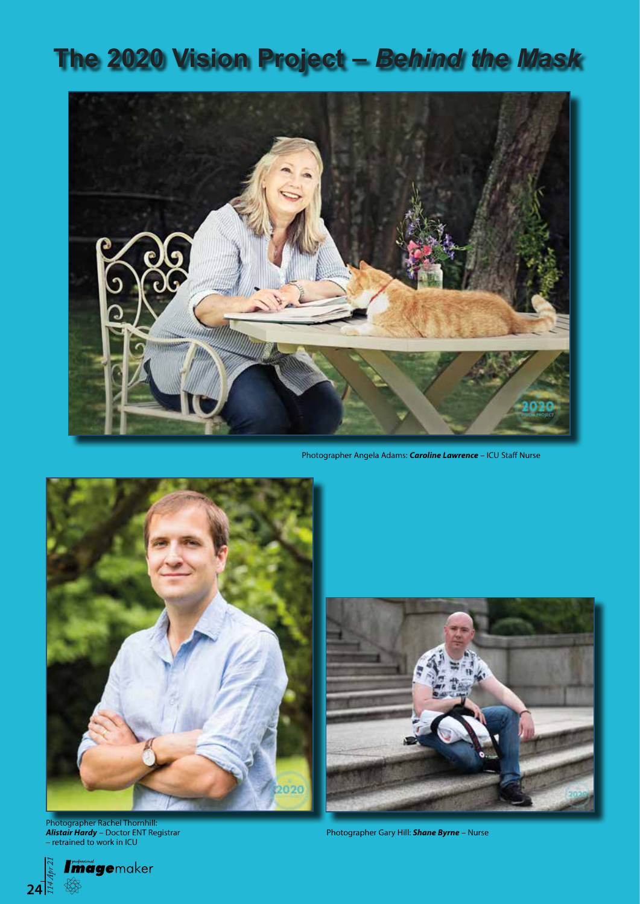# The 2020 Vision Project – *Behind the Mask*

Photographer Angela Adams: ***Caroline Lawrence*** – ICU Staff Nurse

Photographer Rachel Thornhill: ***Alistair Hardy*** – Doctor ENT Registrar – retrained to work in ICU

Photographer Gary Hill: ***Shane Byrne*** – Nurse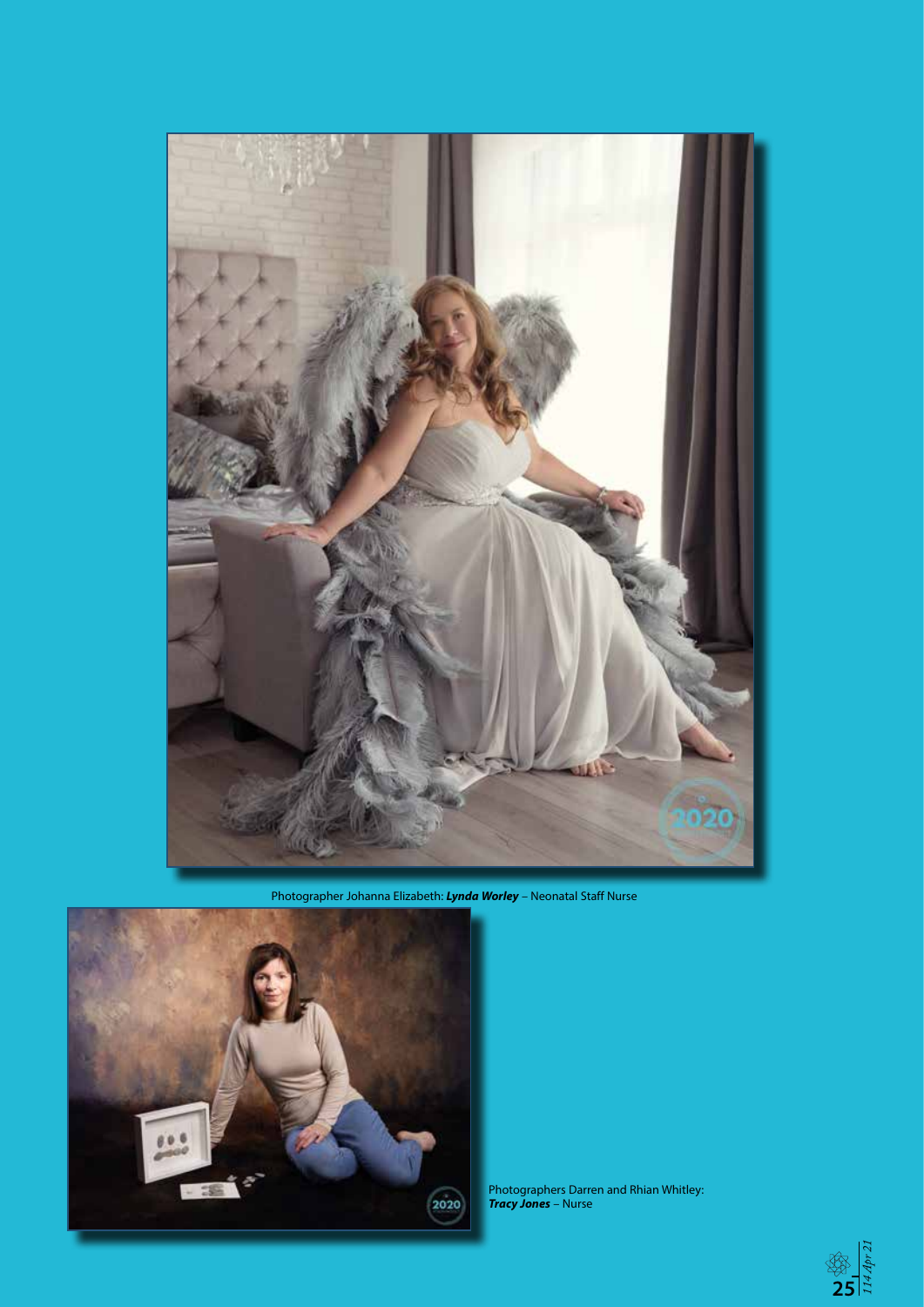Photographer Johanna Elizabeth: ***Lynda Worley*** – Neonatal Staff Nurse

Photographers Darren and Rhian Whitley: ***Tracy Jones*** – Nurse